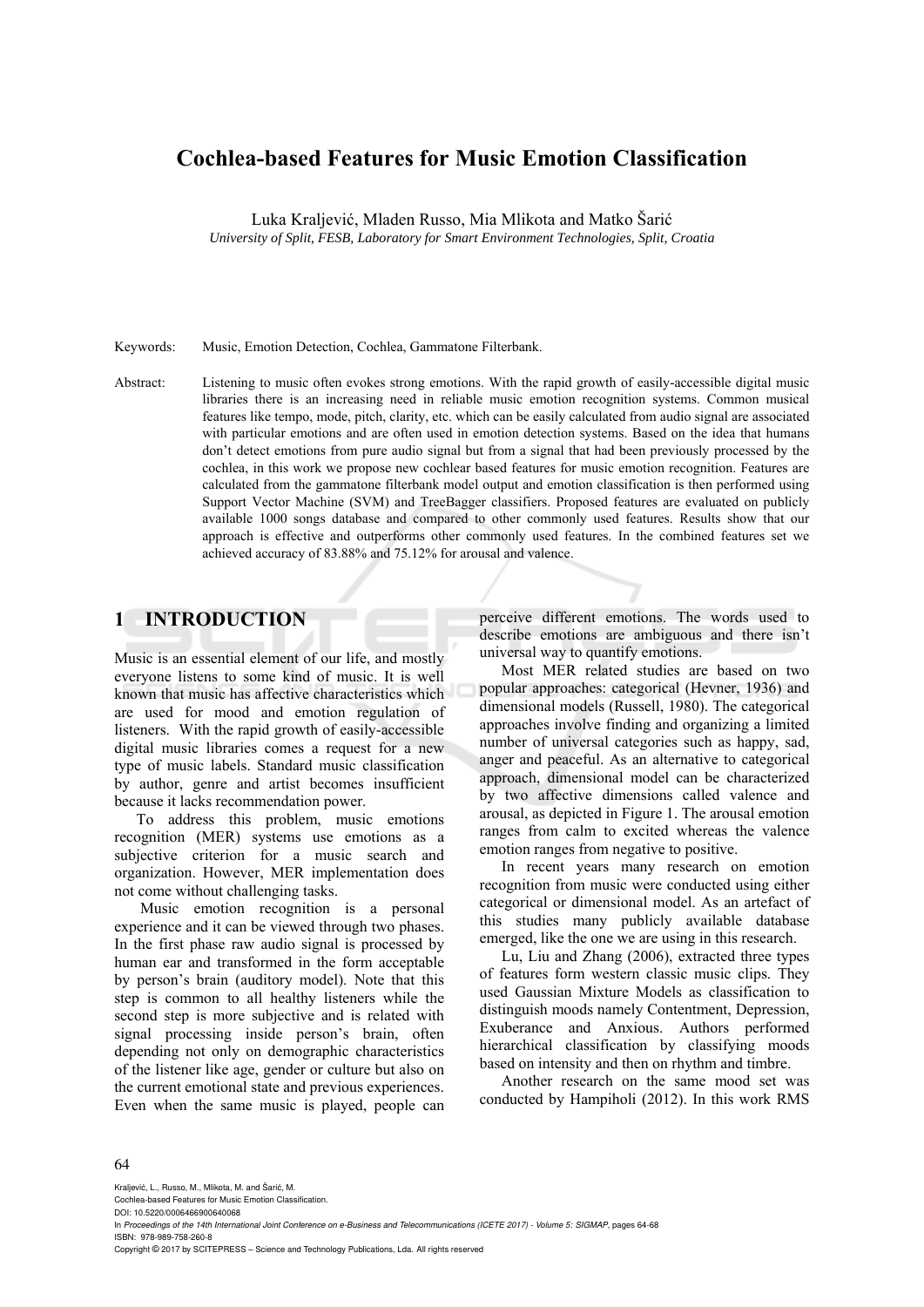# Cochlea-based Features for Music Emotion Classification

Luka Kraljević, Mladen Russo, Mia Mlikota and Matko Šarić

*University of Split, FESB, Laboratory for Smart Environment Technologies, Split, Croatia*

Keywords: Music, Emotion Detection, Cochlea, Gammatone Filterbank.

Abstract: Listening to music often evokes strong emotions. With the rapid growth of easily-accessible digital music libraries there is an increasing need in reliable music emotion recognition systems. Common musical features like tempo, mode, pitch, clarity, etc. which can be easily calculated from audio signal are associated with particular emotions and are often used in emotion detection systems. Based on the idea that humans don't detect emotions from pure audio signal but from a signal that had been previously processed by the cochlea, in this work we propose new cochlear based features for music emotion recognition. Features are calculated from the gammatone filterbank model output and emotion classification is then performed using Support Vector Machine (SVM) and TreeBagger classifiers. Proposed features are evaluated on publicly available 1000 songs database and compared to other commonly used features. Results show that our approach is effective and outperforms other commonly used features. In the combined features set we achieved accuracy of 83.88% and 75.12% for arousal and valence.

## 1 INTRODUCTION

Music is an essential element of our life, and mostly everyone listens to some kind of music. It is well known that music has affective characteristics which are used for mood and emotion regulation of listeners. With the rapid growth of easily-accessible digital music libraries comes a request for a new type of music labels. Standard music classification by author, genre and artist becomes insufficient because it lacks recommendation power.

To address this problem, music emotions recognition (MER) systems use emotions as a subjective criterion for a music search and organization. However, MER implementation does not come without challenging tasks.

Music emotion recognition is a personal experience and it can be viewed through two phases. In the first phase raw audio signal is processed by human ear and transformed in the form acceptable by person's brain (auditory model). Note that this step is common to all healthy listeners while the second step is more subjective and is related with signal processing inside person's brain, often depending not only on demographic characteristics of the listener like age, gender or culture but also on the current emotional state and previous experiences. Even when the same music is played, people can perceive different emotions. The words used to describe emotions are ambiguous and there isn't universal way to quantify emotions.

Most MER related studies are based on two popular approaches: categorical (Hevner, 1936) and dimensional models (Russell, 1980). The categorical approaches involve finding and organizing a limited number of universal categories such as happy, sad, anger and peaceful. As an alternative to categorical approach, dimensional model can be characterized by two affective dimensions called valence and arousal, as depicted in Figure 1. The arousal emotion ranges from calm to excited whereas the valence emotion ranges from negative to positive.

In recent years many research on emotion recognition from music were conducted using either categorical or dimensional model. As an artefact of this studies many publicly available database emerged, like the one we are using in this research.

Lu, Liu and Zhang (2006), extracted three types of features form western classic music clips. They used Gaussian Mixture Models as classification to distinguish moods namely Contentment, Depression, Exuberance and Anxious. Authors performed hierarchical classification by classifying moods based on intensity and then on rhythm and timbre.

Another research on the same mood set was conducted by Hampiholi (2012). In this work RMS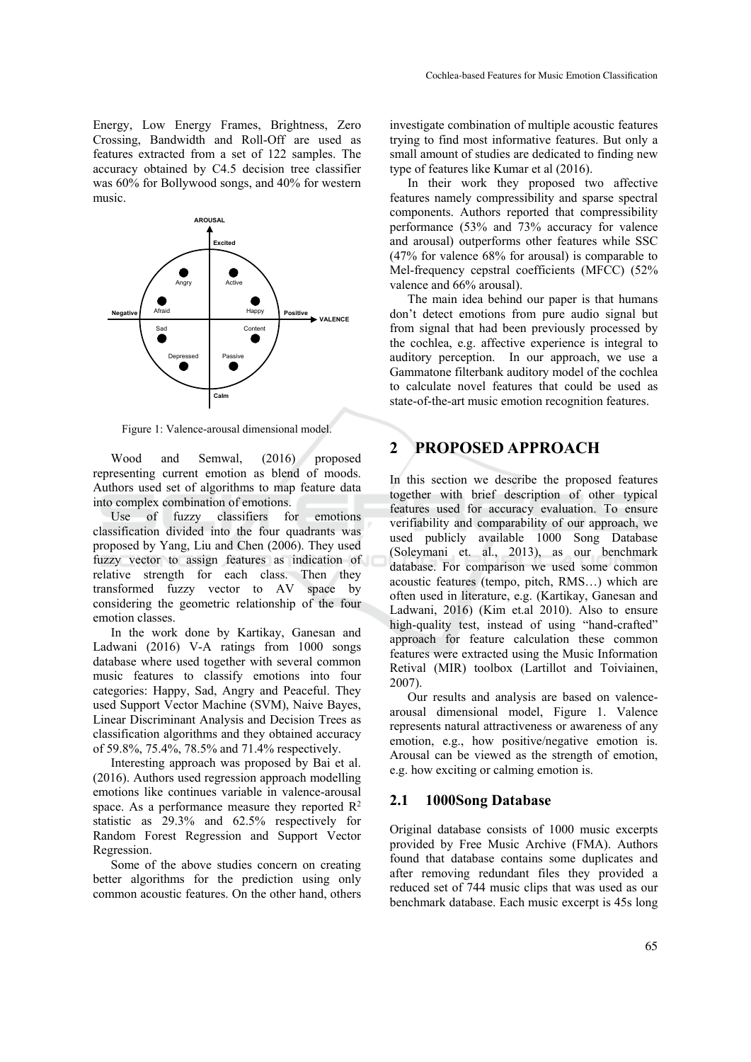Energy, Low Energy Frames, Brightness, Zero Crossing, Bandwidth and Roll-Off are used as features extracted from a set of 122 samples. The accuracy obtained by C4.5 decision tree classifier was 60% for Bollywood songs, and 40% for western music.

Figure 1: Valence-arousal dimensional model.

Wood and Semwal, (2016) proposed representing current emotion as blend of moods. Authors used set of algorithms to map feature data into complex combination of emotions.

Use of fuzzy classifiers for emotions classification divided into the four quadrants was proposed by Yang, Liu and Chen (2006). They used fuzzy vector to assign features as indication of relative strength for each class. Then they transformed fuzzy vector to AV space by considering the geometric relationship of the four emotion classes.

In the work done by Kartikay, Ganesan and Ladwani (2016) V-A ratings from 1000 songs database where used together with several common music features to classify emotions into four categories: Happy, Sad, Angry and Peaceful. They used Support Vector Machine (SVM), Naive Bayes, Linear Discriminant Analysis and Decision Trees as classification algorithms and they obtained accuracy of 59.8%, 75.4%, 78.5% and 71.4% respectively.

Interesting approach was proposed by Bai et al. (2016). Authors used regression approach modelling emotions like continues variable in valence-arousal space. As a performance measure they reported $R^2$ statistic as 29.3% and 62.5% respectively for Random Forest Regression and Support Vector Regression.

Some of the above studies concern on creating better algorithms for the prediction using only common acoustic features. On the other hand, others investigate combination of multiple acoustic features trying to find most informative features. But only a small amount of studies are dedicated to finding new type of features like Kumar et al (2016).

In their work they proposed two affective features namely compressibility and sparse spectral components. Authors reported that compressibility performance (53% and 73% accuracy for valence and arousal) outperforms other features while SSC (47% for valence 68% for arousal) is comparable to Mel-frequency cepstral coefficients (MFCC) (52% valence and 66% arousal).

The main idea behind our paper is that humans don't detect emotions from pure audio signal but from signal that had been previously processed by the cochlea, e.g. affective experience is integral to auditory perception. In our approach, we use a Gammatone filterbank auditory model of the cochlea to calculate novel features that could be used as state-of-the-art music emotion recognition features.

## 2 PROPOSED APPROACH

In this section we describe the proposed features together with brief description of other typical features used for accuracy evaluation. To ensure verifiability and comparability of our approach, we used publicly available 1000 Song Database (Soleymani et. al., 2013), as our benchmark database. For comparison we used some common acoustic features (tempo, pitch, RMS…) which are often used in literature, e.g. (Kartikay, Ganesan and Ladwani, 2016) (Kim et.al 2010). Also to ensure high-quality test, instead of using "hand-crafted" approach for feature calculation these common features were extracted using the Music Information Retival (MIR) toolbox (Lartillot and Toiviainen, 2007).

Our results and analysis are based on valence-arousal dimensional model, Figure 1. Valence represents natural attractiveness or awareness of any emotion, e.g., how positive/negative emotion is. Arousal can be viewed as the strength of emotion, e.g. how exciting or calming emotion is.

### 2.1 1000Song Database

Original database consists of 1000 music excerpts provided by Free Music Archive (FMA). Authors found that database contains some duplicates and after removing redundant files they provided a reduced set of 744 music clips that was used as our benchmark database. Each music excerpt is 45s long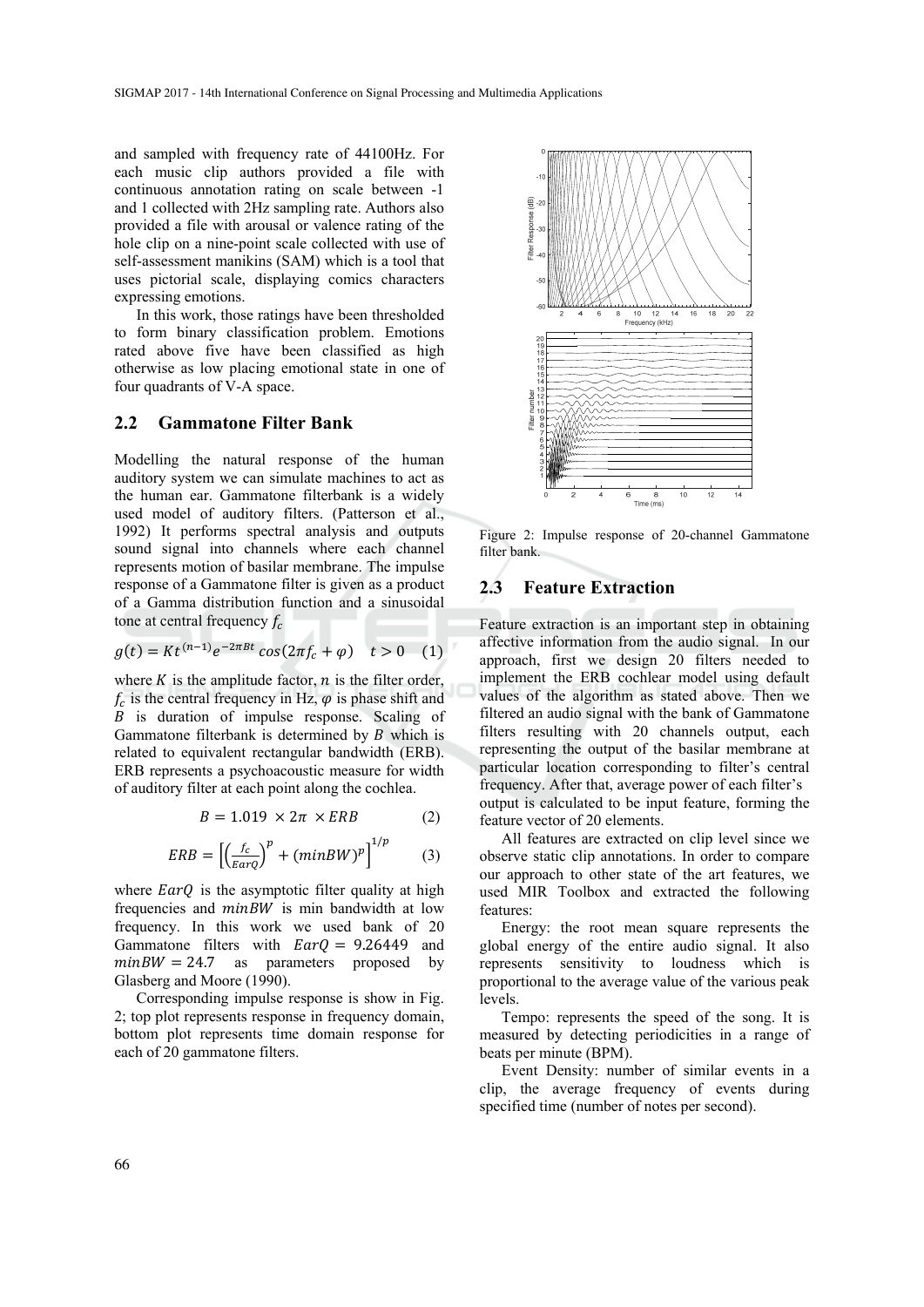and sampled with frequency rate of 44100Hz. For each music clip authors provided a file with continuous annotation rating on scale between -1 and 1 collected with 2Hz sampling rate. Authors also provided a file with arousal or valence rating of the hole clip on a nine-point scale collected with use of self-assessment manikins (SAM) which is a tool that uses pictorial scale, displaying comics characters expressing emotions.

In this work, those ratings have been thresholded to form binary classification problem. Emotions rated above five have been classified as high otherwise as low placing emotional state in one of four quadrants of V-A space.

## 2.2 Gammatone Filter Bank

Modelling the natural response of the human auditory system we can simulate machines to act as the human ear. Gammatone filterbank is a widely used model of auditory filters. (Patterson et al., 1992) It performs spectral analysis and outputs sound signal into channels where each channel represents motion of basilar membrane. The impulse response of a Gammatone filter is given as a product of a Gamma distribution function and a sinusoidal tone at central frequency $f_c$

$$g(t) = Kt^{(n-1)}e^{-2\pi Bt}\cos(2\pi f_c + \varphi) \quad t > 0 \quad (1)$$

where $K$ is the amplitude factor, $n$ is the filter order, $f_c$ is the central frequency in Hz, $\varphi$ is phase shift and $B$ is duration of impulse response. Scaling of Gammatone filterbank is determined by $B$ which is related to equivalent rectangular bandwidth (ERB). ERB represents a psychoacoustic measure for width of auditory filter at each point along the cochlea.

$$B = 1.019 \times 2\pi \times ERB \quad (2)$$

$$ERB = \left[\left(\frac{f_c}{EarQ}\right)^p + (minBW)^p\right]^{1/p} \quad (3)$$

where $EarQ$ is the asymptotic filter quality at high frequencies and $minBW$ is min bandwidth at low frequency. In this work we used bank of 20 Gammatone filters with $EarQ = 9.26449$ and $minBW = 24.7$ as parameters proposed by Glasberg and Moore (1990).

Corresponding impulse response is show in Fig. 2; top plot represents response in frequency domain, bottom plot represents time domain response for each of 20 gammatone filters.

Figure 2: Impulse response of 20-channel Gammatone filter bank.

## 2.3 Feature Extraction

Feature extraction is an important step in obtaining affective information from the audio signal. In our approach, first we design 20 filters needed to implement the ERB cochlear model using default values of the algorithm as stated above. Then we filtered an audio signal with the bank of Gammatone filters resulting with 20 channels output, each representing the output of the basilar membrane at particular location corresponding to filter's central frequency. After that, average power of each filter's output is calculated to be input feature, forming the feature vector of 20 elements.

All features are extracted on clip level since we observe static clip annotations. In order to compare our approach to other state of the art features, we used MIR Toolbox and extracted the following features:

Energy: the root mean square represents the global energy of the entire audio signal. It also represents sensitivity to loudness which is proportional to the average value of the various peak levels.

Tempo: represents the speed of the song. It is measured by detecting periodicities in a range of beats per minute (BPM).

Event Density: number of similar events in a clip, the average frequency of events during specified time (number of notes per second).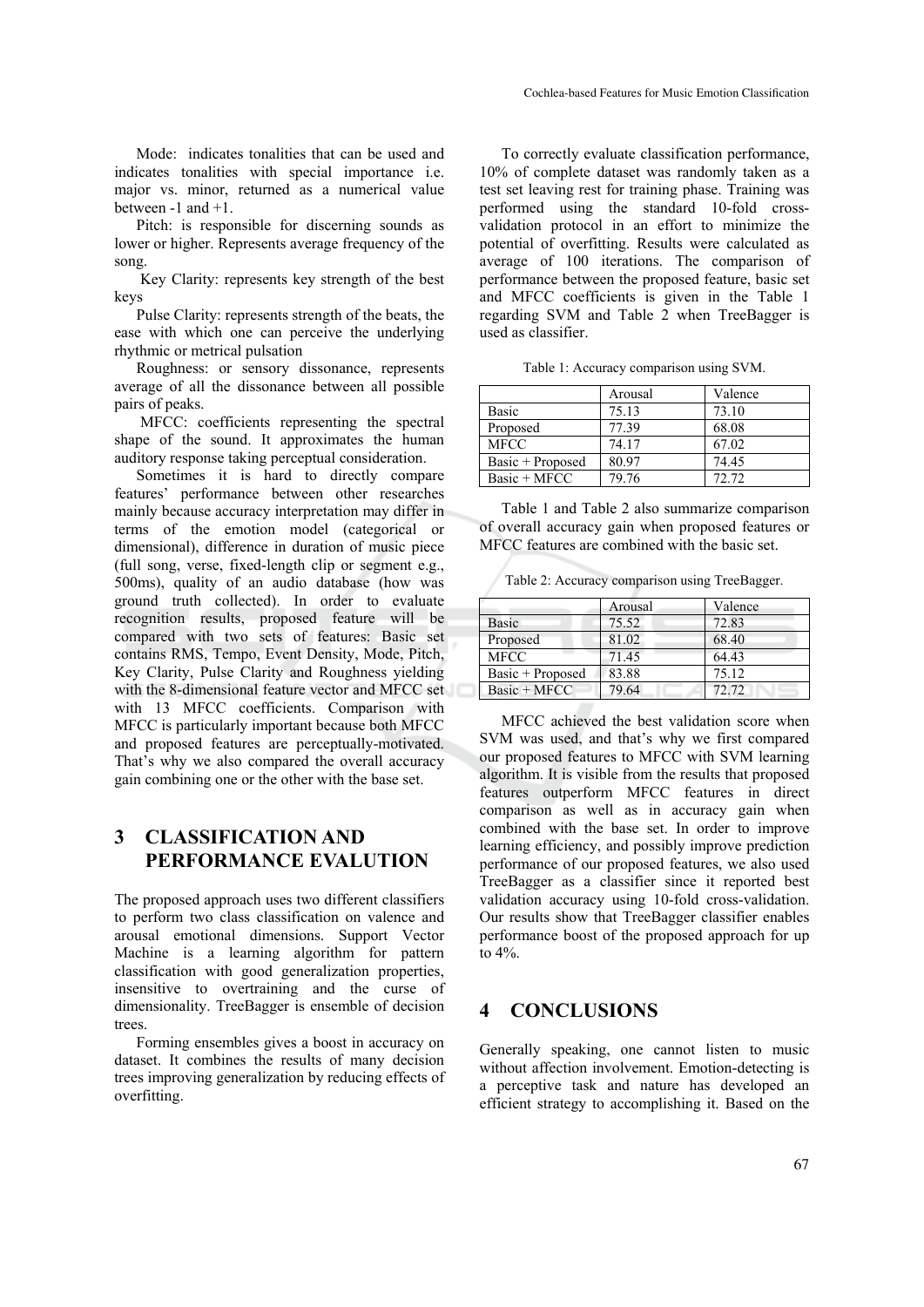Mode: indicates tonalities that can be used and indicates tonalities with special importance i.e. major vs. minor, returned as a numerical value between -1 and +1.

Pitch: is responsible for discerning sounds as lower or higher. Represents average frequency of the song.

Key Clarity: represents key strength of the best keys

Pulse Clarity: represents strength of the beats, the ease with which one can perceive the underlying rhythmic or metrical pulsation

Roughness: or sensory dissonance, represents average of all the dissonance between all possible pairs of peaks.

MFCC: coefficients representing the spectral shape of the sound. It approximates the human auditory response taking perceptual consideration.

Sometimes it is hard to directly compare features' performance between other researches mainly because accuracy interpretation may differ in terms of the emotion model (categorical or dimensional), difference in duration of music piece (full song, verse, fixed-length clip or segment e.g., 500ms), quality of an audio database (how was ground truth collected). In order to evaluate recognition results, proposed feature will be compared with two sets of features: Basic set contains RMS, Tempo, Event Density, Mode, Pitch, Key Clarity, Pulse Clarity and Roughness yielding with the 8-dimensional feature vector and MFCC set with 13 MFCC coefficients. Comparison with MFCC is particularly important because both MFCC and proposed features are perceptually-motivated. That's why we also compared the overall accuracy gain combining one or the other with the base set.

## 3 CLASSIFICATION AND PERFORMANCE EVALUTION

The proposed approach uses two different classifiers to perform two class classification on valence and arousal emotional dimensions. Support Vector Machine is a learning algorithm for pattern classification with good generalization properties, insensitive to overtraining and the curse of dimensionality. TreeBagger is ensemble of decision trees.

Forming ensembles gives a boost in accuracy on dataset. It combines the results of many decision trees improving generalization by reducing effects of overfitting.

To correctly evaluate classification performance, 10% of complete dataset was randomly taken as a test set leaving rest for training phase. Training was performed using the standard 10-fold cross-validation protocol in an effort to minimize the potential of overfitting. Results were calculated as average of 100 iterations. The comparison of performance between the proposed feature, basic set and MFCC coefficients is given in the Table 1 regarding SVM and Table 2 when TreeBagger is used as classifier.

Table 1: Accuracy comparison using SVM.

| | Arousal | Valence |
|---|---|---|
| Basic | 75.13 | 73.10 |
| Proposed | 77.39 | 68.08 |
| MFCC | 74.17 | 67.02 |
| Basic + Proposed | 80.97 | 74.45 |
| Basic + MFCC | 79.76 | 72.72 |

Table 1 and Table 2 also summarize comparison of overall accuracy gain when proposed features or MFCC features are combined with the basic set.

Table 2: Accuracy comparison using TreeBagger.

| | Arousal | Valence |
|---|---|---|
| Basic | 75.52 | 72.83 |
| Proposed | 81.02 | 68.40 |
| MFCC | 71.45 | 64.43 |
| Basic + Proposed | 83.88 | 75.12 |
| Basic + MFCC | 79.64 | 72.72 |

MFCC achieved the best validation score when SVM was used, and that's why we first compared our proposed features to MFCC with SVM learning algorithm. It is visible from the results that proposed features outperform MFCC features in direct comparison as well as in accuracy gain when combined with the base set. In order to improve learning efficiency, and possibly improve prediction performance of our proposed features, we also used TreeBagger as a classifier since it reported best validation accuracy using 10-fold cross-validation. Our results show that TreeBagger classifier enables performance boost of the proposed approach for up to 4%.

## 4 CONCLUSIONS

Generally speaking, one cannot listen to music without affection involvement. Emotion-detecting is a perceptive task and nature has developed an efficient strategy to accomplishing it. Based on the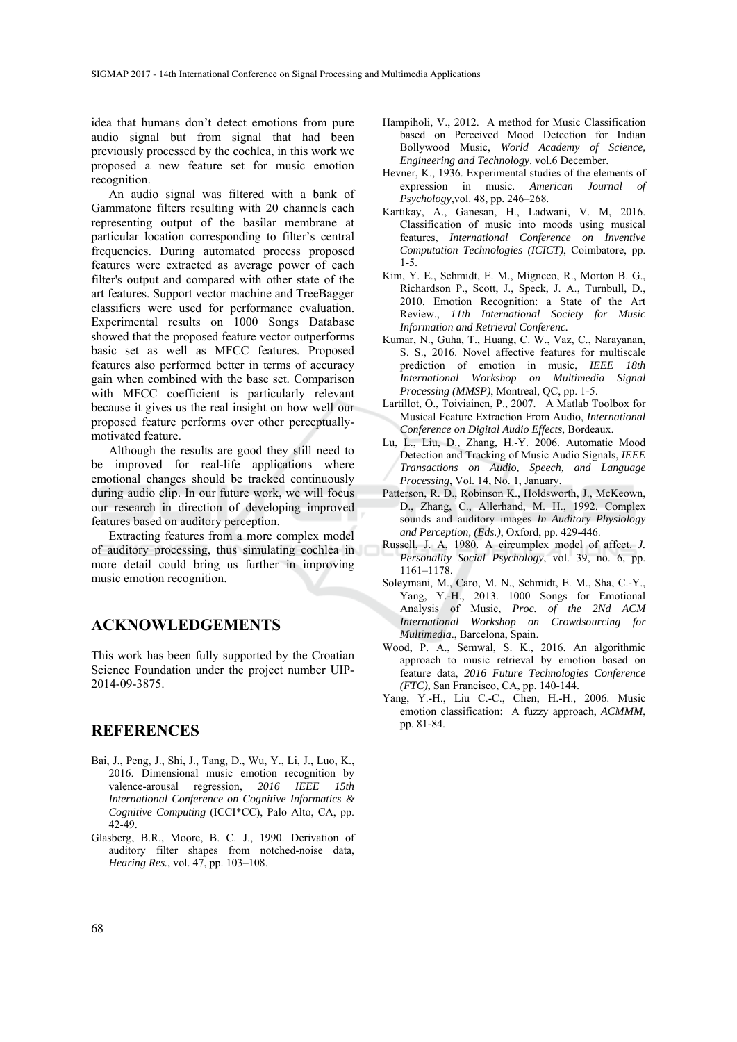idea that humans don't detect emotions from pure audio signal but from signal that had been previously processed by the cochlea, in this work we proposed a new feature set for music emotion recognition.

An audio signal was filtered with a bank of Gammatone filters resulting with 20 channels each representing output of the basilar membrane at particular location corresponding to filter's central frequencies. During automated process proposed features were extracted as average power of each filter's output and compared with other state of the art features. Support vector machine and TreeBagger classifiers were used for performance evaluation. Experimental results on 1000 Songs Database showed that the proposed feature vector outperforms basic set as well as MFCC features. Proposed features also performed better in terms of accuracy gain when combined with the base set. Comparison with MFCC coefficient is particularly relevant because it gives us the real insight on how well our proposed feature performs over other perceptually-motivated feature.

Although the results are good they still need to be improved for real-life applications where emotional changes should be tracked continuously during audio clip. In our future work, we will focus our research in direction of developing improved features based on auditory perception.

Extracting features from a more complex model of auditory processing, thus simulating cochlea in more detail could bring us further in improving music emotion recognition.

## ACKNOWLEDGEMENTS

This work has been fully supported by the Croatian Science Foundation under the project number UIP-2014-09-3875.

## REFERENCES

Bai, J., Peng, J., Shi, J., Tang, D., Wu, Y., Li, J., Luo, K., 2016. Dimensional music emotion recognition by valence-arousal regression, *2016 IEEE 15th International Conference on Cognitive Informatics & Cognitive Computing* (ICCI*CC), Palo Alto, CA, pp. 42-49.

Glasberg, B.R., Moore, B. C. J., 1990. Derivation of auditory filter shapes from notched-noise data, *Hearing Res.*, vol. 47, pp. 103–108.

Hampiholi, V., 2012. A method for Music Classification based on Perceived Mood Detection for Indian Bollywood Music, *World Academy of Science, Engineering and Technology*. vol.6 December.

Hevner, K., 1936. Experimental studies of the elements of expression in music. *American Journal of Psychology*,vol. 48, pp. 246–268.

Kartikay, A., Ganesan, H., Ladwani, V. M, 2016. Classification of music into moods using musical features, *International Conference on Inventive Computation Technologies (ICICT)*, Coimbatore, pp. 1-5.

Kim, Y. E., Schmidt, E. M., Migneco, R., Morton B. G., Richardson P., Scott, J., Speck, J. A., Turnbull, D., 2010. Emotion Recognition: a State of the Art Review., *11th International Society for Music Information and Retrieval Conferenc.*

Kumar, N., Guha, T., Huang, C. W., Vaz, C., Narayanan, S. S., 2016. Novel affective features for multiscale prediction of emotion in music, *IEEE 18th International Workshop on Multimedia Signal Processing (MMSP)*, Montreal, QC, pp. 1-5.

Lartillot, O., Toiviainen, P., 2007. A Matlab Toolbox for Musical Feature Extraction From Audio, *International Conference on Digital Audio Effects*, Bordeaux.

Lu, L., Liu, D., Zhang, H.-Y. 2006. Automatic Mood Detection and Tracking of Music Audio Signals, *IEEE Transactions on Audio, Speech, and Language Processing*, Vol. 14, No. 1, January.

Patterson, R. D., Robinson K., Holdsworth, J., McKeown, D., Zhang, C., Allerhand, M. H., 1992. Complex sounds and auditory images *In Auditory Physiology and Perception, (Eds.)*, Oxford, pp. 429-446.

Russell, J. A, 1980. A circumplex model of affect. *J. Personality Social Psychology*, vol. 39, no. 6, pp. 1161–1178.

Soleymani, M., Caro, M. N., Schmidt, E. M., Sha, C.-Y., Yang, Y.-H., 2013. 1000 Songs for Emotional Analysis of Music, *Proc. of the 2Nd ACM International Workshop on Crowdsourcing for Multimedia*., Barcelona, Spain.

Wood, P. A., Semwal, S. K., 2016. An algorithmic approach to music retrieval by emotion based on feature data, *2016 Future Technologies Conference (FTC)*, San Francisco, CA, pp. 140-144.

Yang, Y.-H., Liu C.-C., Chen, H.-H., 2006. Music emotion classification: A fuzzy approach, *ACMMM*, pp. 81-84.